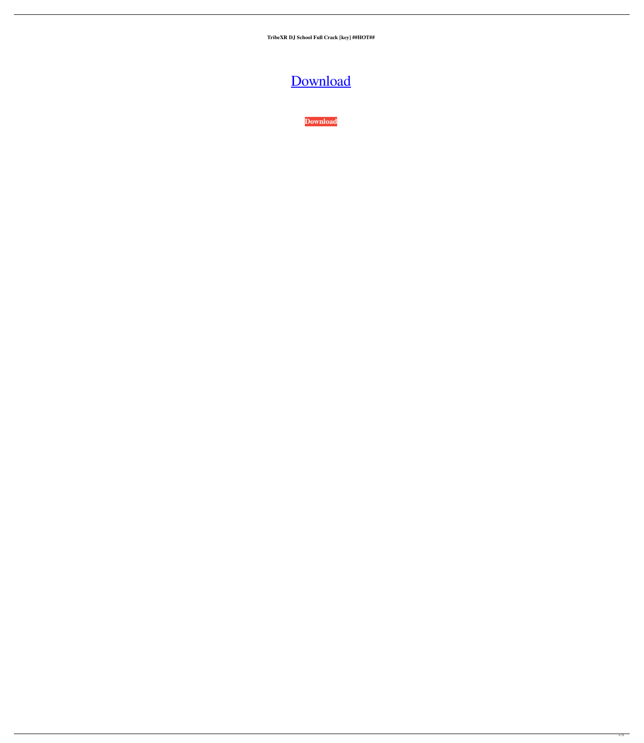**TribeXR DJ School Full Crack [key] ##HOT##**

Download

**Download**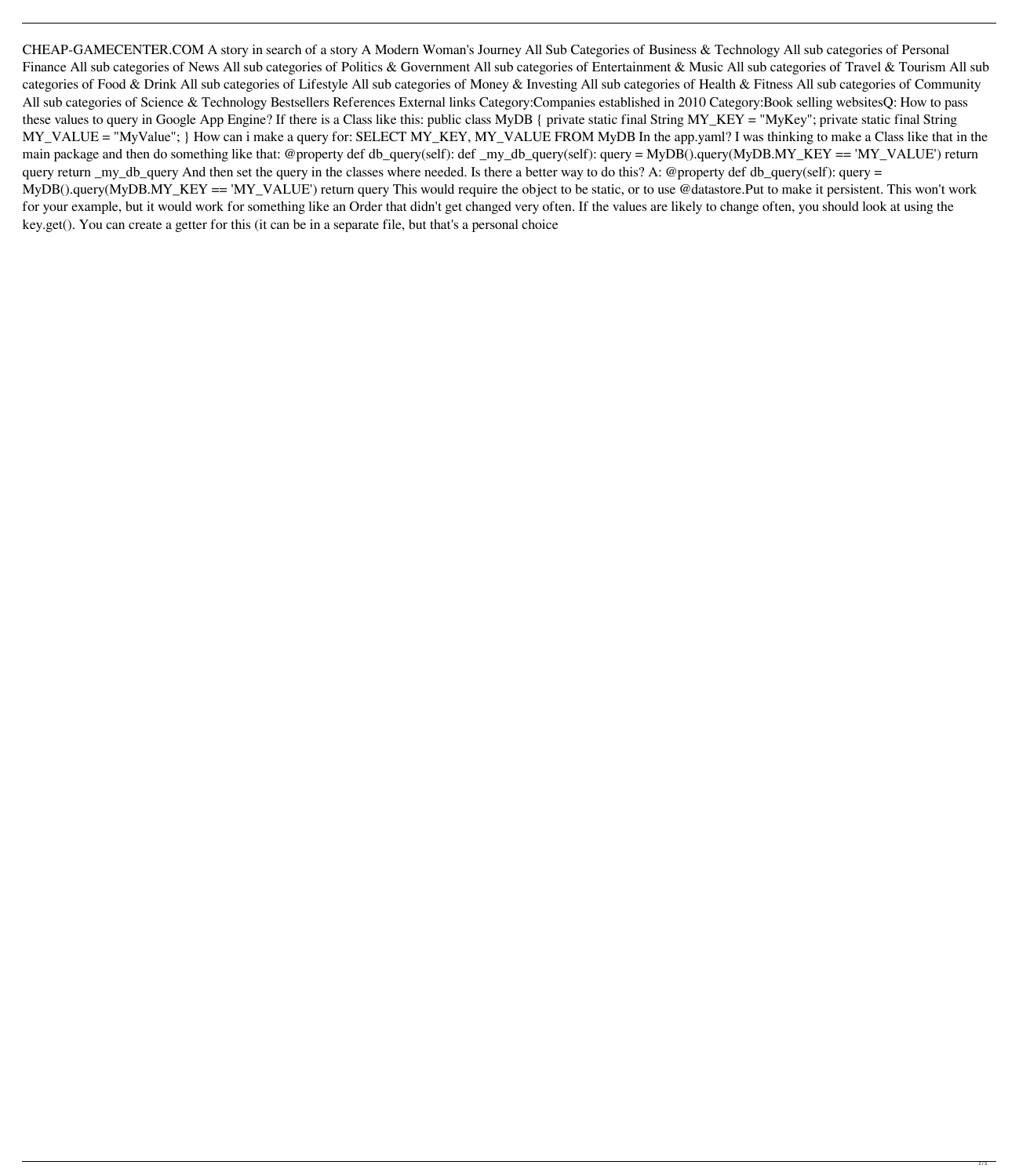CHEAP-GAMECENTER.COM A story in search of a story A Modern Woman's Journey All Sub Categories of Business & Technology All sub categories of Personal Finance All sub categories of News All sub categories of Politics & Government All sub categories of Entertainment & Music All sub categories of Travel & Tourism All sub categories of Food & Drink All sub categories of Lifestyle All sub categories of Money & Investing All sub categories of Health & Fitness All sub categories of Community All sub categories of Science & Technology Bestsellers References External links Category:Companies established in 2010 Category:Book selling websitesQ: How to pass these values to query in Google App Engine? If there is a Class like this: public class MyDB { private static final String MY_KEY = "MyKey"; private static final String MY_VALUE = "MyValue"; } How can i make a query for: SELECT MY_KEY, MY_VALUE FROM MyDB In the app.yaml? I was thinking to make a Class like that in the main package and then do something like that: @property def db_query(self): def _my_db_query(self): query = MyDB().query(MyDB.MY_KEY == 'MY_VALUE') return query return _my_db_query And then set the query in the classes where needed. Is there a better way to do this? A: @property def db_query(self): query = MyDB().query(MyDB.MY_KEY == 'MY_VALUE') return query This would require the object to be static, or to use @datastore.Put to make it persistent. This won't work for your example, but it would work for something like an Order that didn't get changed very often. If the values are likely to change often, you should look at using the key.get(). You can create a getter for this (it can be in a separate file, but that's a personal choice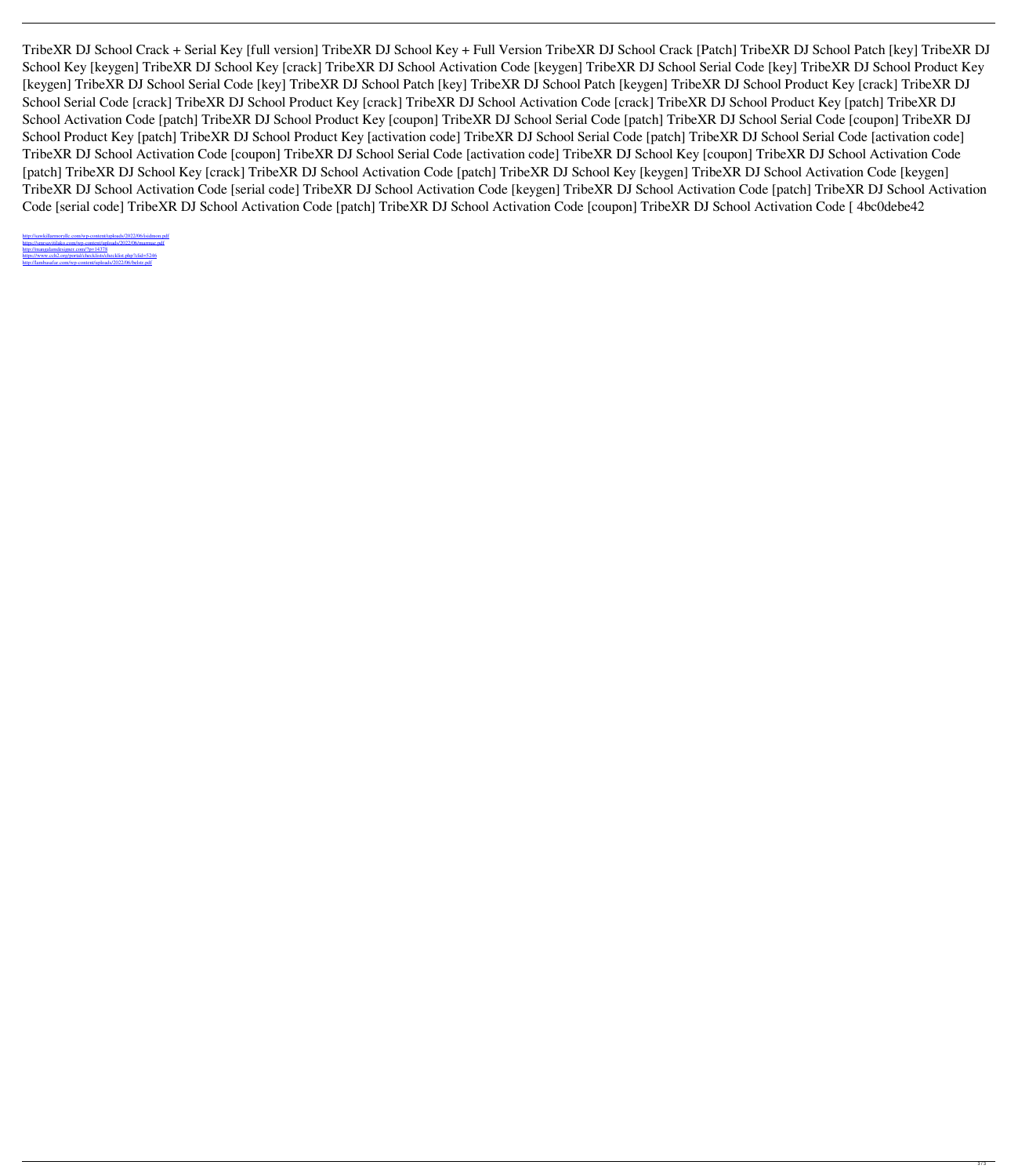TribeXR DJ School Crack + Serial Key [full version] TribeXR DJ School Key + Full Version TribeXR DJ School Crack [Patch] TribeXR DJ School Patch [key] TribeXR DJ School Key [keygen] TribeXR DJ School Key [crack] TribeXR DJ School Activation Code [keygen] TribeXR DJ School Serial Code [key] TribeXR DJ School Product Key [keygen] TribeXR DJ School Serial Code [key] TribeXR DJ School Patch [key] TribeXR DJ School Patch [keygen] TribeXR DJ School Product Key [crack] TribeXR DJ School Serial Code [crack] TribeXR DJ School Product Key [crack] TribeXR DJ School Activation Code [crack] TribeXR DJ School Product Key [patch] TribeXR DJ School Activation Code [patch] TribeXR DJ School Product Key [coupon] TribeXR DJ School Serial Code [patch] TribeXR DJ School Serial Code [coupon] TribeXR DJ School Product Key [patch] TribeXR DJ School Product Key [activation code] TribeXR DJ School Serial Code [patch] TribeXR DJ School Serial Code [activation code] TribeXR DJ School Activation Code [coupon] TribeXR DJ School Serial Code [activation code] TribeXR DJ School Key [coupon] TribeXR DJ School Activation Code [patch] TribeXR DJ School Key [crack] TribeXR DJ School Activation Code [patch] TribeXR DJ School Key [keygen] TribeXR DJ School Activation Code [keygen] TribeXR DJ School Activation Code [serial code] TribeXR DJ School Activation Code [keygen] TribeXR DJ School Activation Code [patch] TribeXR DJ School Activation Code [serial code] TribeXR DJ School Activation Code [patch] TribeXR DJ School Activation Code [coupon] TribeXR DJ School Activation Code [ 4bc0debe42

http://sawkillarmoryllc.com/wp-content/uploads/2022/06/isidmon.pdf
https://smrsavitilako.com/wp-content/uploads/2022/06/mamyar.pdf
http://manualamdesigner.com/?p=14378
https://www.cch2.org/portal/checklists/checklist.php?clid=5246
http://lambasafar.com/wp-content/uploads/2022/06/belstr.pdf